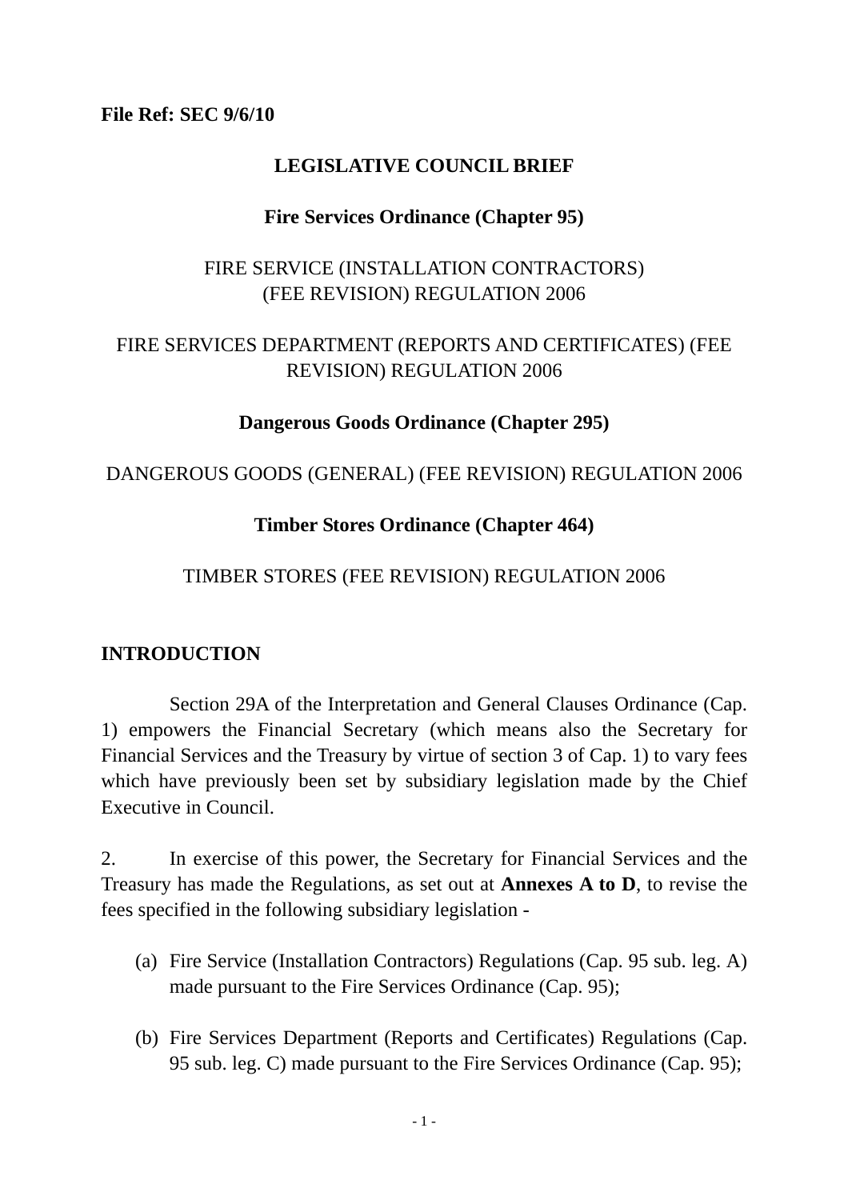**File Ref: SEC 9/6/10**

# LEGISLATIVE COUNCIL BRIEF

## Fire Services Ordinance (Chapter 95)

FIRE SERVICE (INSTALLATION CONTRACTORS)
(FEE REVISION) REGULATION 2006

FIRE SERVICES DEPARTMENT (REPORTS AND CERTIFICATES) (FEE REVISION) REGULATION 2006

## Dangerous Goods Ordinance (Chapter 295)

DANGEROUS GOODS (GENERAL) (FEE REVISION) REGULATION 2006

## Timber Stores Ordinance (Chapter 464)

TIMBER STORES (FEE REVISION) REGULATION 2006

## INTRODUCTION

Section 29A of the Interpretation and General Clauses Ordinance (Cap. 1) empowers the Financial Secretary (which means also the Secretary for Financial Services and the Treasury by virtue of section 3 of Cap. 1) to vary fees which have previously been set by subsidiary legislation made by the Chief Executive in Council.

2. In exercise of this power, the Secretary for Financial Services and the Treasury has made the Regulations, as set out at **Annexes A to D**, to revise the fees specified in the following subsidiary legislation -

(a) Fire Service (Installation Contractors) Regulations (Cap. 95 sub. leg. A) made pursuant to the Fire Services Ordinance (Cap. 95);

(b) Fire Services Department (Reports and Certificates) Regulations (Cap. 95 sub. leg. C) made pursuant to the Fire Services Ordinance (Cap. 95);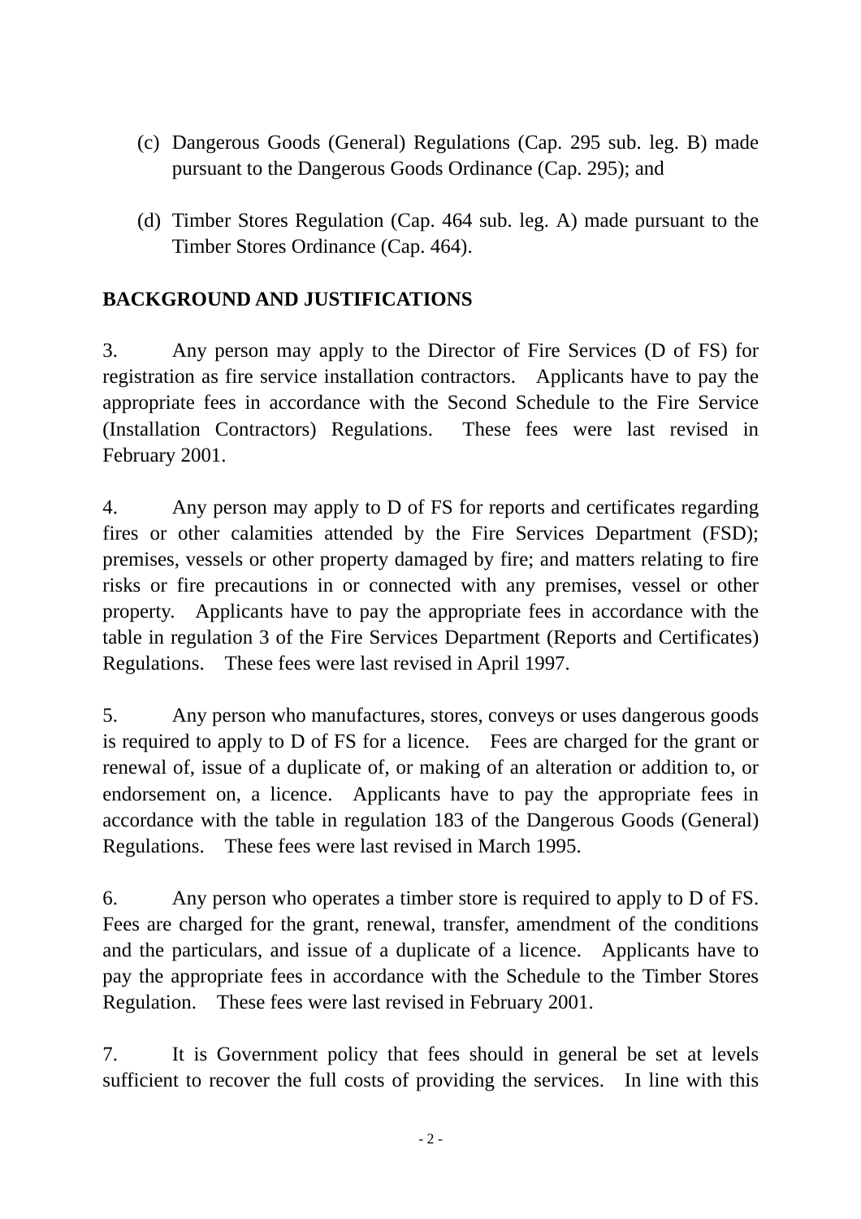(c) Dangerous Goods (General) Regulations (Cap. 295 sub. leg. B) made pursuant to the Dangerous Goods Ordinance (Cap. 295); and

(d) Timber Stores Regulation (Cap. 464 sub. leg. A) made pursuant to the Timber Stores Ordinance (Cap. 464).

**BACKGROUND AND JUSTIFICATIONS**

3. Any person may apply to the Director of Fire Services (D of FS) for registration as fire service installation contractors. Applicants have to pay the appropriate fees in accordance with the Second Schedule to the Fire Service (Installation Contractors) Regulations. These fees were last revised in February 2001.

4. Any person may apply to D of FS for reports and certificates regarding fires or other calamities attended by the Fire Services Department (FSD); premises, vessels or other property damaged by fire; and matters relating to fire risks or fire precautions in or connected with any premises, vessel or other property. Applicants have to pay the appropriate fees in accordance with the table in regulation 3 of the Fire Services Department (Reports and Certificates) Regulations. These fees were last revised in April 1997.

5. Any person who manufactures, stores, conveys or uses dangerous goods is required to apply to D of FS for a licence. Fees are charged for the grant or renewal of, issue of a duplicate of, or making of an alteration or addition to, or endorsement on, a licence. Applicants have to pay the appropriate fees in accordance with the table in regulation 183 of the Dangerous Goods (General) Regulations. These fees were last revised in March 1995.

6. Any person who operates a timber store is required to apply to D of FS. Fees are charged for the grant, renewal, transfer, amendment of the conditions and the particulars, and issue of a duplicate of a licence. Applicants have to pay the appropriate fees in accordance with the Schedule to the Timber Stores Regulation. These fees were last revised in February 2001.

7. It is Government policy that fees should in general be set at levels sufficient to recover the full costs of providing the services. In line with this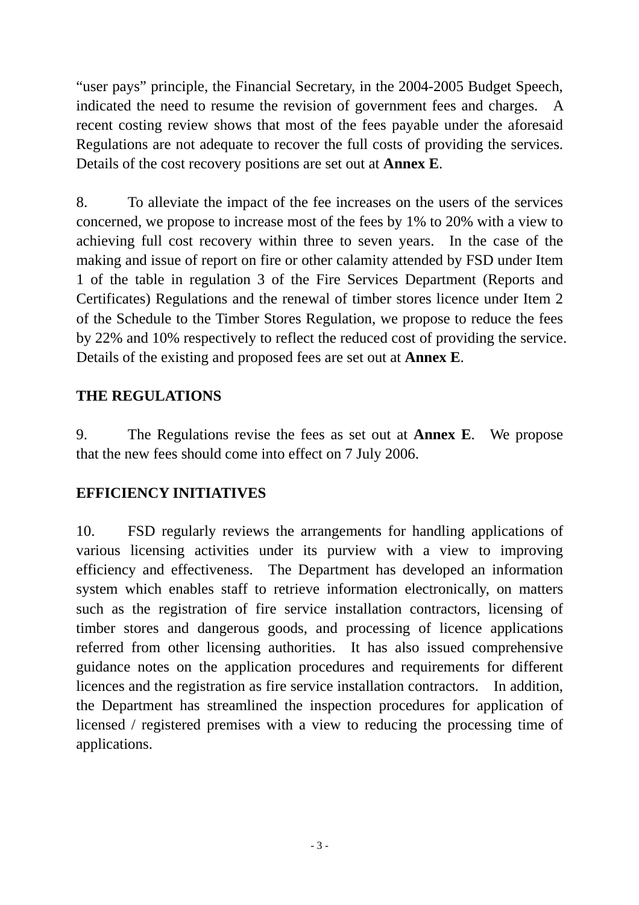"user pays" principle, the Financial Secretary, in the 2004-2005 Budget Speech, indicated the need to resume the revision of government fees and charges. A recent costing review shows that most of the fees payable under the aforesaid Regulations are not adequate to recover the full costs of providing the services. Details of the cost recovery positions are set out at **Annex E**.

8. To alleviate the impact of the fee increases on the users of the services concerned, we propose to increase most of the fees by 1% to 20% with a view to achieving full cost recovery within three to seven years. In the case of the making and issue of report on fire or other calamity attended by FSD under Item 1 of the table in regulation 3 of the Fire Services Department (Reports and Certificates) Regulations and the renewal of timber stores licence under Item 2 of the Schedule to the Timber Stores Regulation, we propose to reduce the fees by 22% and 10% respectively to reflect the reduced cost of providing the service. Details of the existing and proposed fees are set out at **Annex E**.

## THE REGULATIONS

9. The Regulations revise the fees as set out at **Annex E**. We propose that the new fees should come into effect on 7 July 2006.

## EFFICIENCY INITIATIVES

10. FSD regularly reviews the arrangements for handling applications of various licensing activities under its purview with a view to improving efficiency and effectiveness. The Department has developed an information system which enables staff to retrieve information electronically, on matters such as the registration of fire service installation contractors, licensing of timber stores and dangerous goods, and processing of licence applications referred from other licensing authorities. It has also issued comprehensive guidance notes on the application procedures and requirements for different licences and the registration as fire service installation contractors. In addition, the Department has streamlined the inspection procedures for application of licensed / registered premises with a view to reducing the processing time of applications.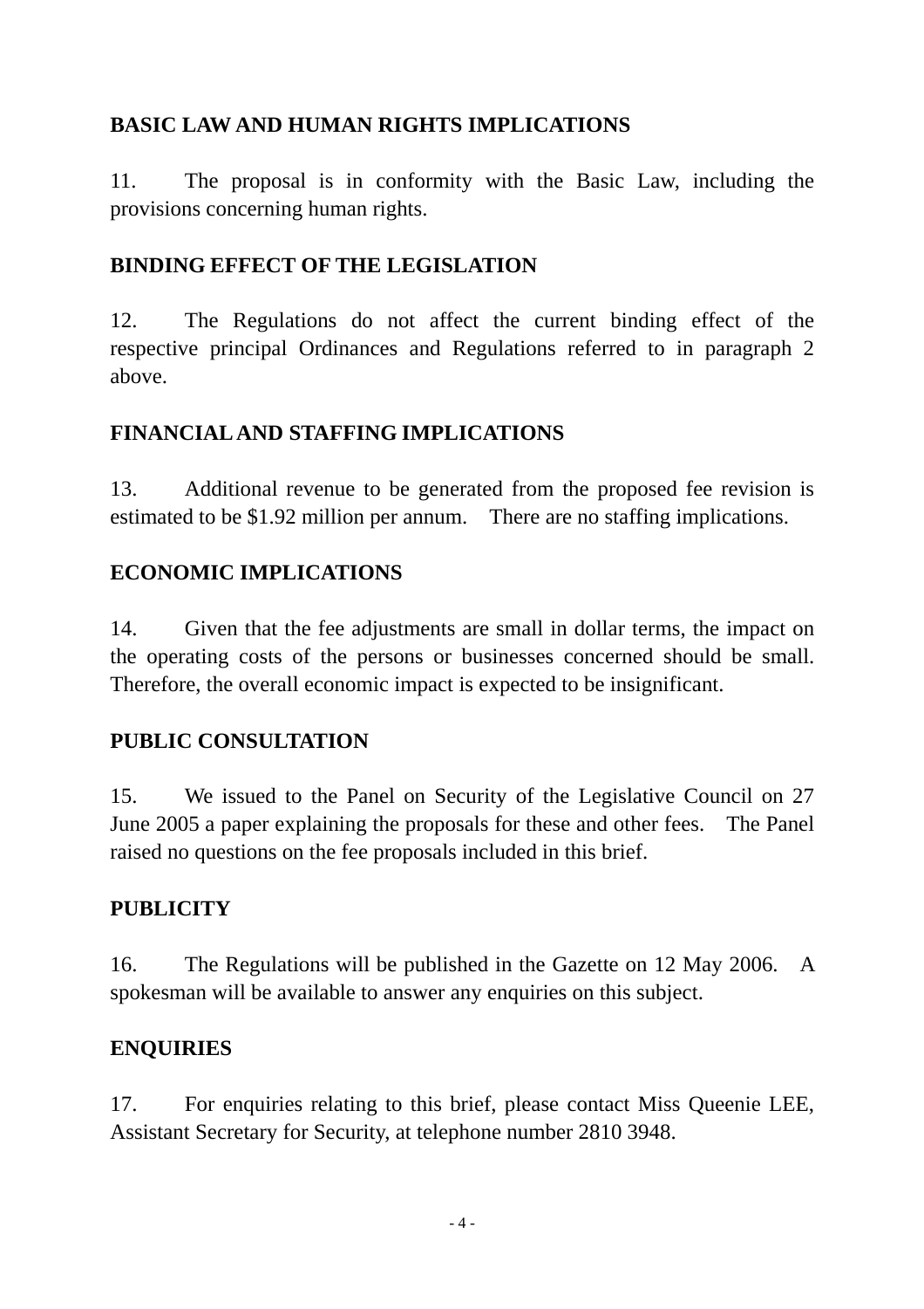## BASIC LAW AND HUMAN RIGHTS IMPLICATIONS

11. The proposal is in conformity with the Basic Law, including the provisions concerning human rights.

## BINDING EFFECT OF THE LEGISLATION

12. The Regulations do not affect the current binding effect of the respective principal Ordinances and Regulations referred to in paragraph 2 above.

## FINANCIAL AND STAFFING IMPLICATIONS

13. Additional revenue to be generated from the proposed fee revision is estimated to be $1.92 million per annum. There are no staffing implications.

## ECONOMIC IMPLICATIONS

14. Given that the fee adjustments are small in dollar terms, the impact on the operating costs of the persons or businesses concerned should be small. Therefore, the overall economic impact is expected to be insignificant.

## PUBLIC CONSULTATION

15. We issued to the Panel on Security of the Legislative Council on 27 June 2005 a paper explaining the proposals for these and other fees. The Panel raised no questions on the fee proposals included in this brief.

## PUBLICITY

16. The Regulations will be published in the Gazette on 12 May 2006. A spokesman will be available to answer any enquiries on this subject.

## ENQUIRIES

17. For enquiries relating to this brief, please contact Miss Queenie LEE, Assistant Secretary for Security, at telephone number 2810 3948.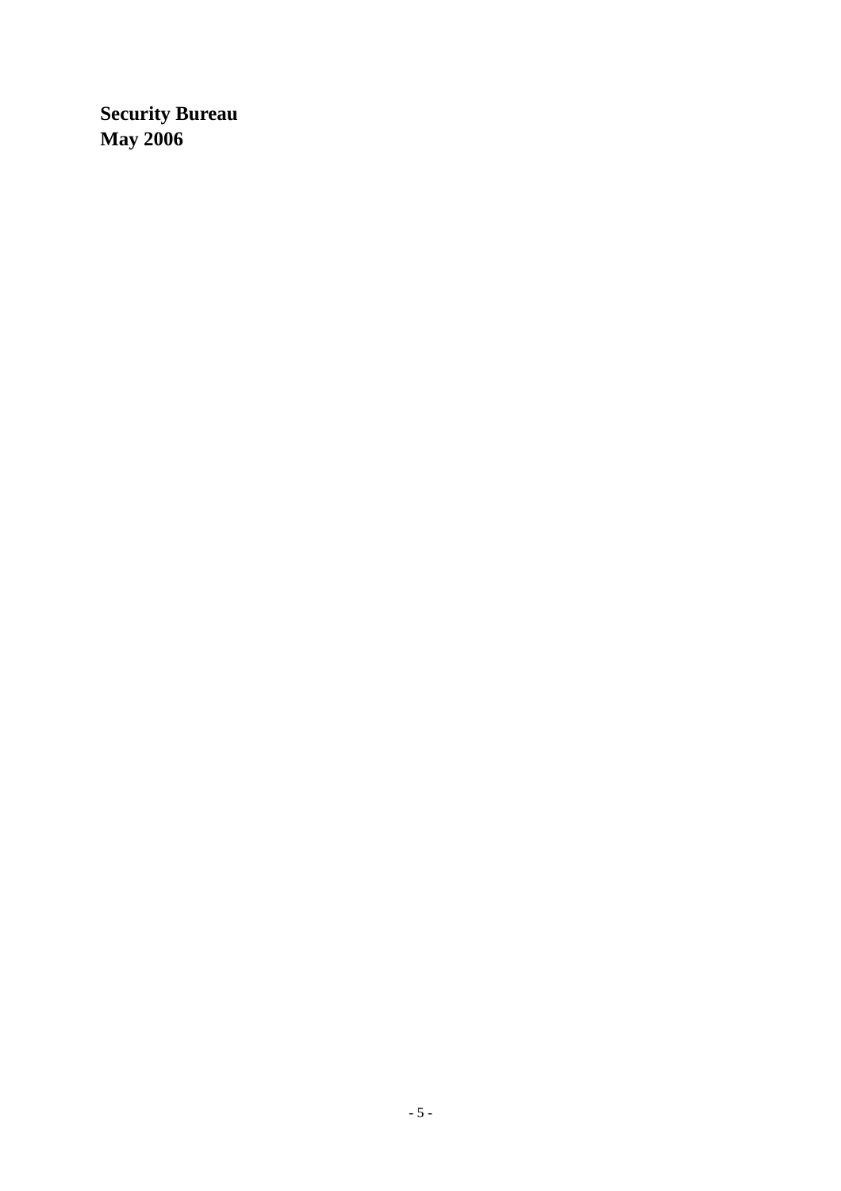**Security Bureau**
**May 2006**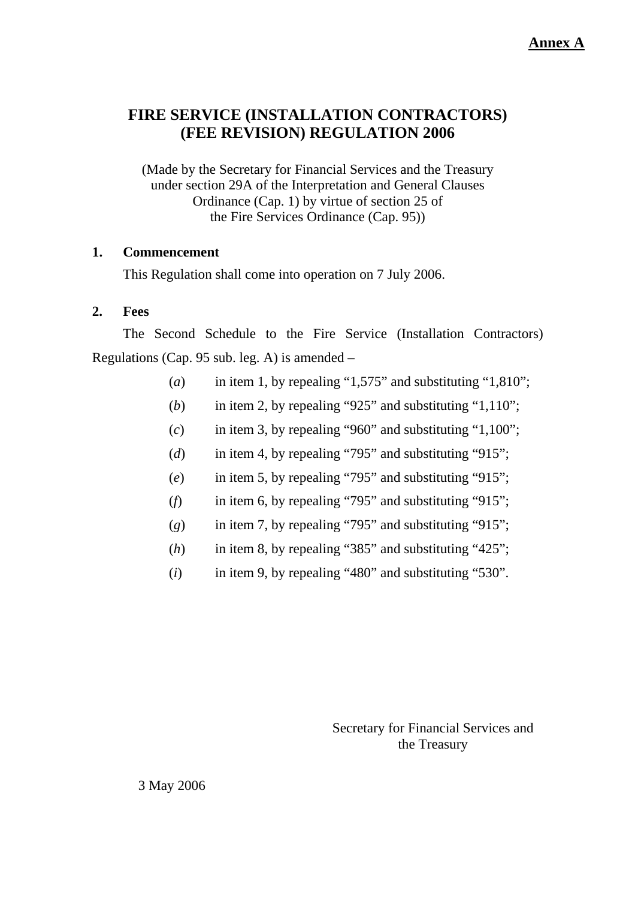**Annex A**

# FIRE SERVICE (INSTALLATION CONTRACTORS) (FEE REVISION) REGULATION 2006

(Made by the Secretary for Financial Services and the Treasury under section 29A of the Interpretation and General Clauses Ordinance (Cap. 1) by virtue of section 25 of the Fire Services Ordinance (Cap. 95))

**1. Commencement**

This Regulation shall come into operation on 7 July 2006.

**2. Fees**

The Second Schedule to the Fire Service (Installation Contractors) Regulations (Cap. 95 sub. leg. A) is amended –

(*a*) in item 1, by repealing "1,575" and substituting "1,810";

(*b*) in item 2, by repealing "925" and substituting "1,110";

(*c*) in item 3, by repealing "960" and substituting "1,100";

(*d*) in item 4, by repealing "795" and substituting "915";

(*e*) in item 5, by repealing "795" and substituting "915";

(*f*) in item 6, by repealing "795" and substituting "915";

(*g*) in item 7, by repealing "795" and substituting "915";

(*h*) in item 8, by repealing "385" and substituting "425";

(*i*) in item 9, by repealing "480" and substituting "530".

Secretary for Financial Services and the Treasury

3 May 2006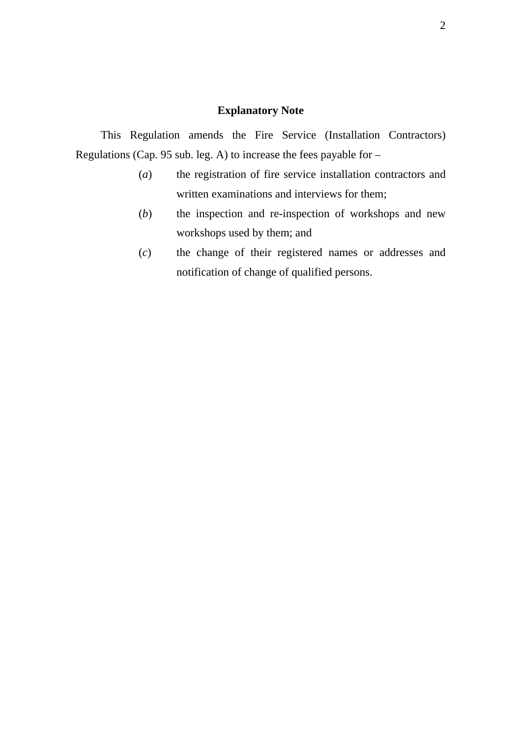## Explanatory Note

This Regulation amends the Fire Service (Installation Contractors) Regulations (Cap. 95 sub. leg. A) to increase the fees payable for –

(*a*) the registration of fire service installation contractors and written examinations and interviews for them;

(*b*) the inspection and re-inspection of workshops and new workshops used by them; and

(*c*) the change of their registered names or addresses and notification of change of qualified persons.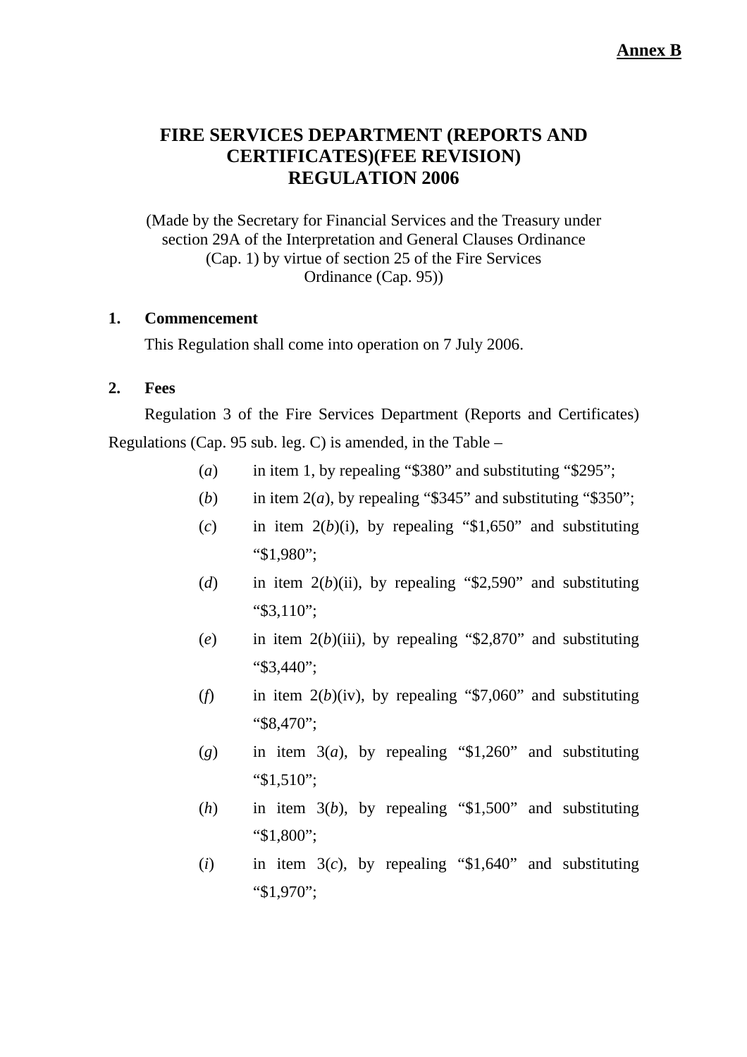**Annex B**

# FIRE SERVICES DEPARTMENT (REPORTS AND CERTIFICATES)(FEE REVISION) REGULATION 2006

(Made by the Secretary for Financial Services and the Treasury under section 29A of the Interpretation and General Clauses Ordinance (Cap. 1) by virtue of section 25 of the Fire Services Ordinance (Cap. 95))

**1. Commencement**

This Regulation shall come into operation on 7 July 2006.

**2. Fees**

Regulation 3 of the Fire Services Department (Reports and Certificates) Regulations (Cap. 95 sub. leg. C) is amended, in the Table –

(*a*) in item 1, by repealing "$380" and substituting "$295";

(*b*) in item 2(*a*), by repealing "$345" and substituting "$350";

(*c*) in item 2(*b*)(i), by repealing "$1,650" and substituting "$1,980";

(*d*) in item 2(*b*)(ii), by repealing "$2,590" and substituting "$3,110";

(*e*) in item 2(*b*)(iii), by repealing "$2,870" and substituting "$3,440";

(*f*) in item 2(*b*)(iv), by repealing "$7,060" and substituting "$8,470";

(*g*) in item 3(*a*), by repealing "$1,260" and substituting "$1,510";

(*h*) in item 3(*b*), by repealing "$1,500" and substituting "$1,800";

(*i*) in item 3(*c*), by repealing "$1,640" and substituting "$1,970";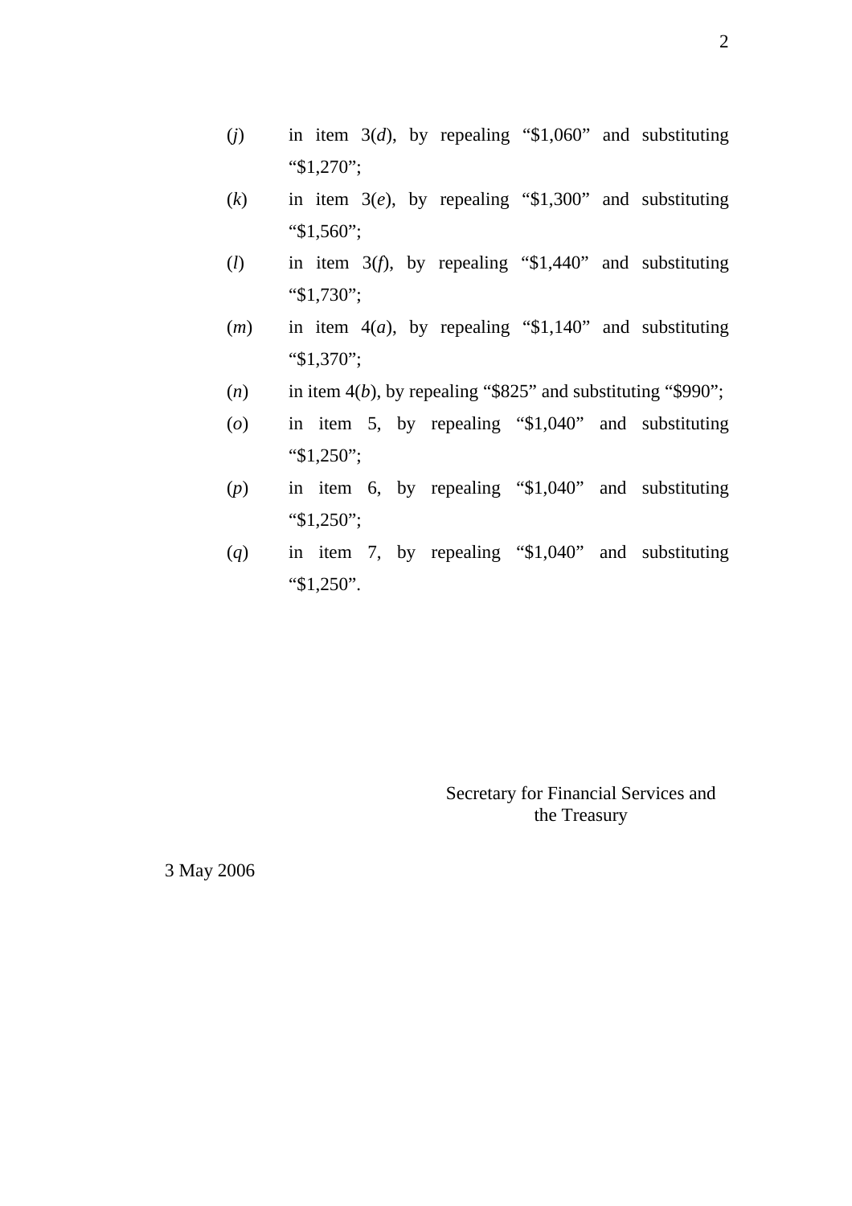(*j*) in item 3(*d*), by repealing "$1,060" and substituting "$1,270";

(*k*) in item 3(*e*), by repealing "$1,300" and substituting "$1,560";

(*l*) in item 3(*f*), by repealing "$1,440" and substituting "$1,730";

(*m*) in item 4(*a*), by repealing "$1,140" and substituting "$1,370";

(*n*) in item 4(*b*), by repealing "$825" and substituting "$990";

(*o*) in item 5, by repealing "$1,040" and substituting "$1,250";

(*p*) in item 6, by repealing "$1,040" and substituting "$1,250";

(*q*) in item 7, by repealing "$1,040" and substituting "$1,250".

Secretary for Financial Services and the Treasury

3 May 2006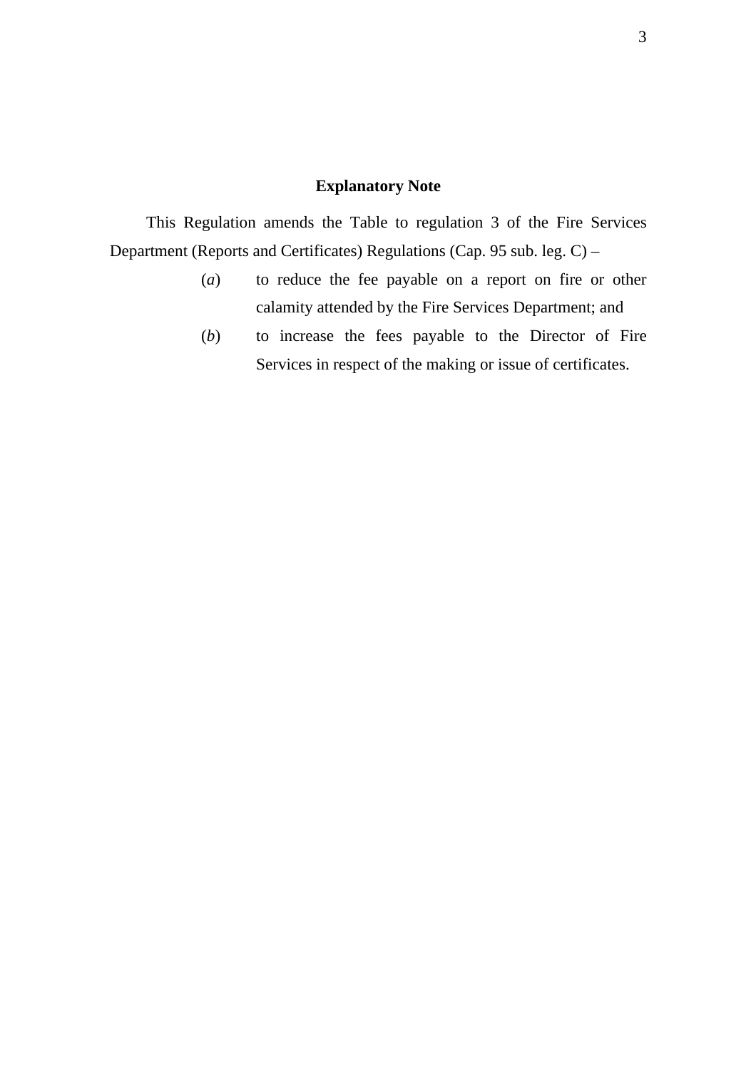## Explanatory Note

This Regulation amends the Table to regulation 3 of the Fire Services Department (Reports and Certificates) Regulations (Cap. 95 sub. leg. C) –

(*a*) to reduce the fee payable on a report on fire or other calamity attended by the Fire Services Department; and

(*b*) to increase the fees payable to the Director of Fire Services in respect of the making or issue of certificates.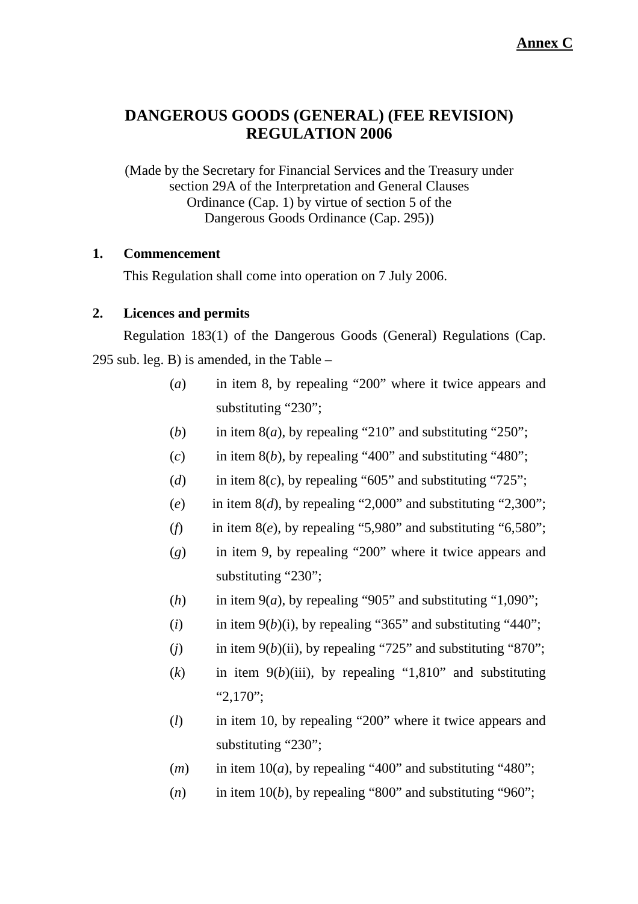**Annex C**

# DANGEROUS GOODS (GENERAL) (FEE REVISION) REGULATION 2006

(Made by the Secretary for Financial Services and the Treasury under section 29A of the Interpretation and General Clauses Ordinance (Cap. 1) by virtue of section 5 of the Dangerous Goods Ordinance (Cap. 295))

## 1. Commencement

This Regulation shall come into operation on 7 July 2006.

## 2. Licences and permits

Regulation 183(1) of the Dangerous Goods (General) Regulations (Cap. 295 sub. leg. B) is amended, in the Table –

(*a*) in item 8, by repealing “200” where it twice appears and substituting “230”;

(*b*) in item 8(*a*), by repealing “210” and substituting “250”;

(*c*) in item 8(*b*), by repealing “400” and substituting “480”;

(*d*) in item 8(*c*), by repealing “605” and substituting “725”;

(*e*) in item 8(*d*), by repealing “2,000” and substituting “2,300”;

(*f*) in item 8(*e*), by repealing “5,980” and substituting “6,580”;

(*g*) in item 9, by repealing “200” where it twice appears and substituting “230”;

(*h*) in item 9(*a*), by repealing “905” and substituting “1,090”;

(*i*) in item 9(*b*)(i), by repealing “365” and substituting “440”;

(*j*) in item 9(*b*)(ii), by repealing “725” and substituting “870”;

(*k*) in item 9(*b*)(iii), by repealing “1,810” and substituting “2,170”;

(*l*) in item 10, by repealing “200” where it twice appears and substituting “230”;

(*m*) in item 10(*a*), by repealing “400” and substituting “480”;

(*n*) in item 10(*b*), by repealing “800” and substituting “960”;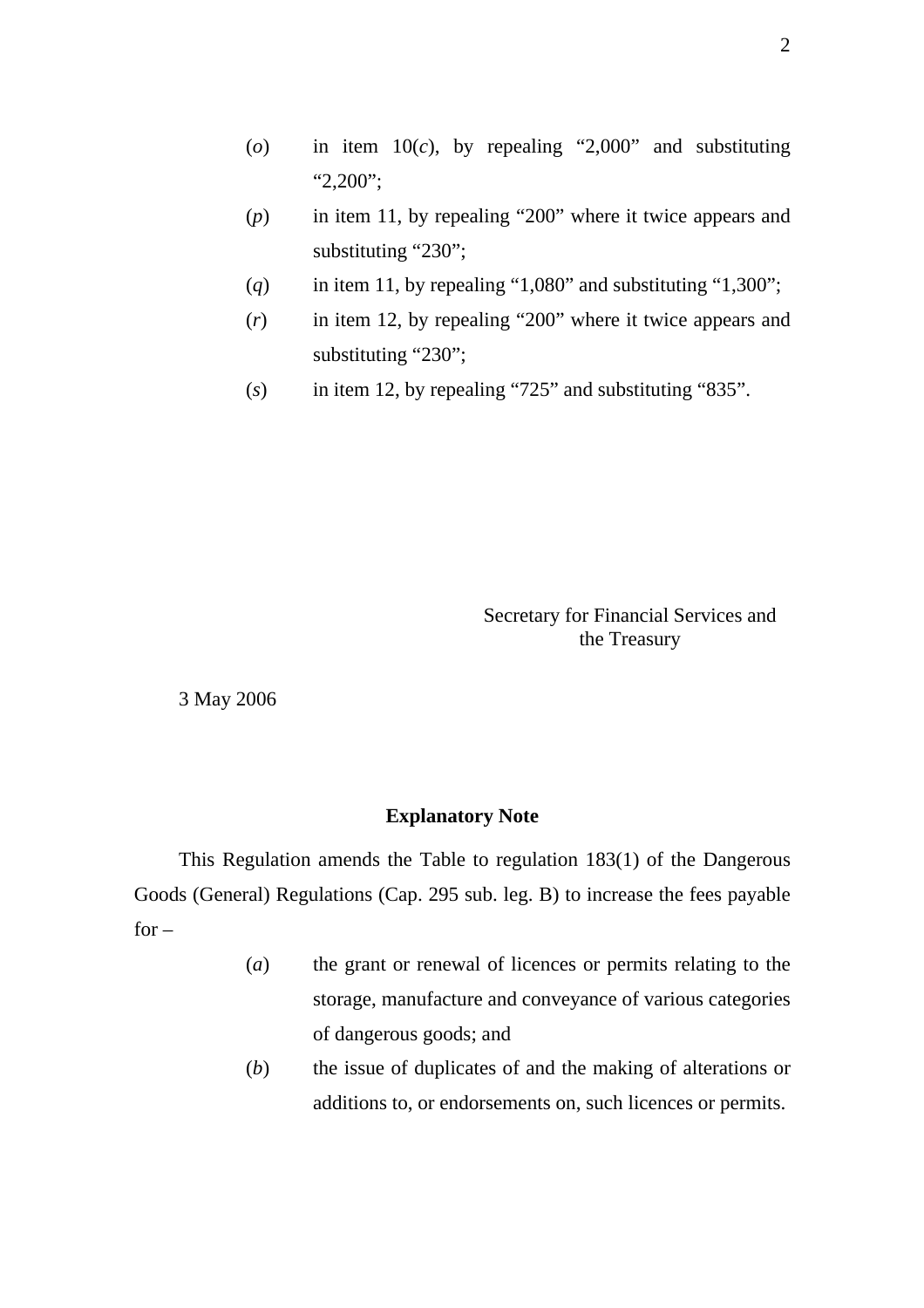(*o*) in item 10(*c*), by repealing “2,000” and substituting “2,200”;

(*p*) in item 11, by repealing “200” where it twice appears and substituting “230”;

(*q*) in item 11, by repealing “1,080” and substituting “1,300”;

(*r*) in item 12, by repealing “200” where it twice appears and substituting “230”;

(*s*) in item 12, by repealing “725” and substituting “835”.

Secretary for Financial Services and the Treasury

3 May 2006

## Explanatory Note

This Regulation amends the Table to regulation 183(1) of the Dangerous Goods (General) Regulations (Cap. 295 sub. leg. B) to increase the fees payable for –

(*a*) the grant or renewal of licences or permits relating to the storage, manufacture and conveyance of various categories of dangerous goods; and

(*b*) the issue of duplicates of and the making of alterations or additions to, or endorsements on, such licences or permits.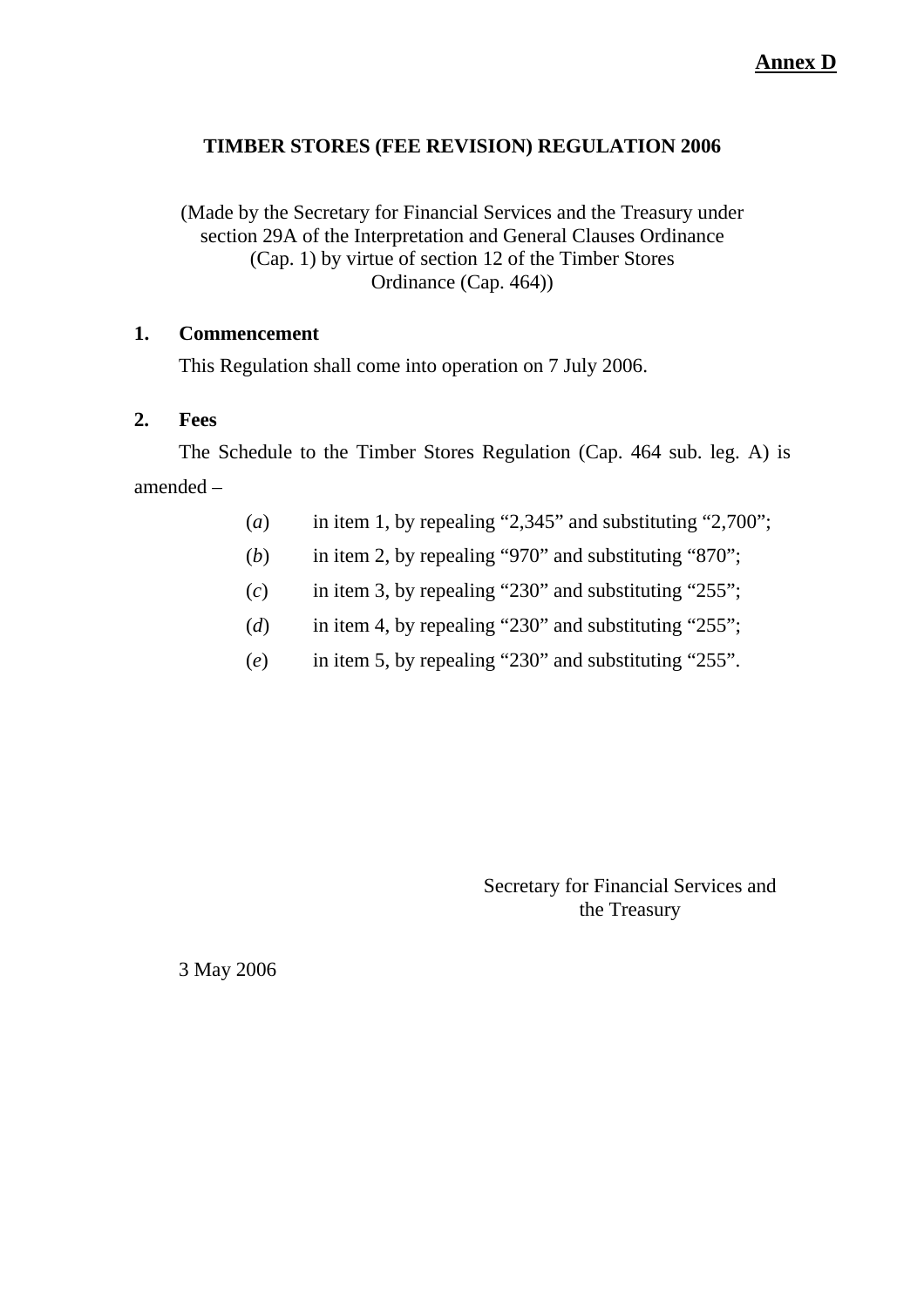**Annex D**

# TIMBER STORES (FEE REVISION) REGULATION 2006

(Made by the Secretary for Financial Services and the Treasury under section 29A of the Interpretation and General Clauses Ordinance (Cap. 1) by virtue of section 12 of the Timber Stores Ordinance (Cap. 464))

**1. Commencement**

This Regulation shall come into operation on 7 July 2006.

**2. Fees**

The Schedule to the Timber Stores Regulation (Cap. 464 sub. leg. A) is amended –

(*a*) in item 1, by repealing "2,345" and substituting "2,700";

(*b*) in item 2, by repealing "970" and substituting "870";

(*c*) in item 3, by repealing "230" and substituting "255";

(*d*) in item 4, by repealing "230" and substituting "255";

(*e*) in item 5, by repealing "230" and substituting "255".

Secretary for Financial Services and the Treasury

3 May 2006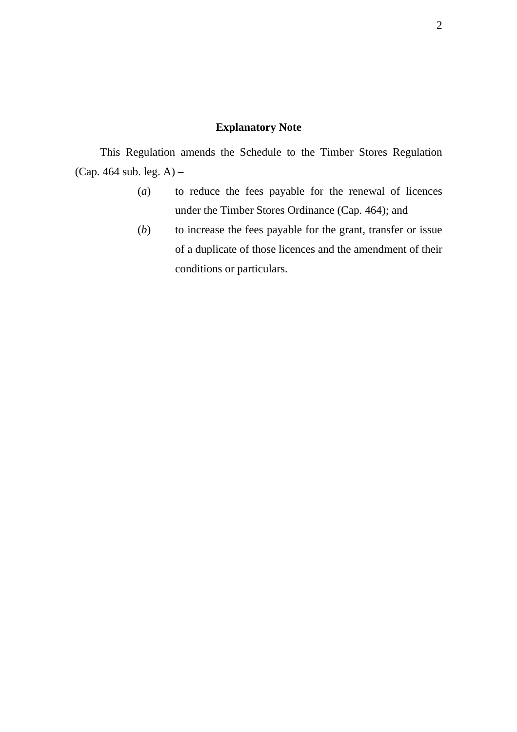## Explanatory Note

This Regulation amends the Schedule to the Timber Stores Regulation (Cap. 464 sub. leg. A) –

(*a*) to reduce the fees payable for the renewal of licences under the Timber Stores Ordinance (Cap. 464); and

(*b*) to increase the fees payable for the grant, transfer or issue of a duplicate of those licences and the amendment of their conditions or particulars.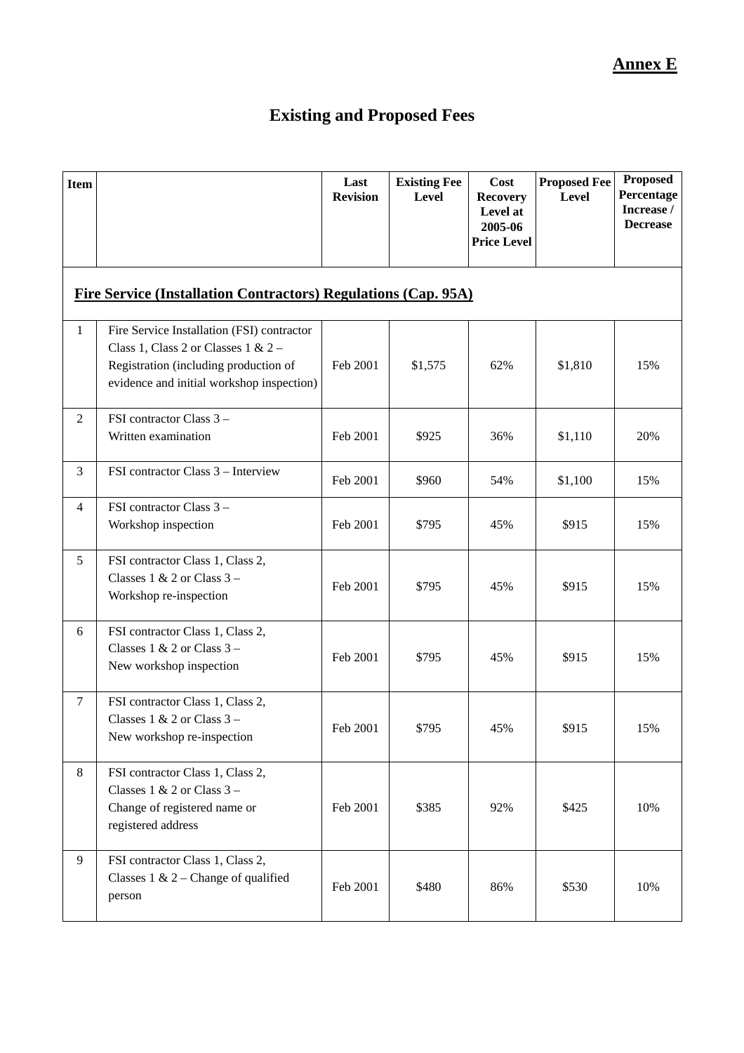**Annex E**

# Existing and Proposed Fees

| Item | | Last Revision | Existing Fee Level | Cost Recovery Level at 2005-06 Price Level | Proposed Fee Level | Proposed Percentage Increase / Decrease |
|---|---|---|---|---|---|---|
| **Fire Service (Installation Contractors) Regulations (Cap. 95A)** | | | | | | |
| 1 | Fire Service Installation (FSI) contractor Class 1, Class 2 or Classes 1 & 2 – Registration (including production of evidence and initial workshop inspection) | Feb 2001 | $1,575 | 62% | $1,810 | 15% |
| 2 | FSI contractor Class 3 – Written examination | Feb 2001 | $925 | 36% | $1,110 | 20% |
| 3 | FSI contractor Class 3 – Interview | Feb 2001 | $960 | 54% | $1,100 | 15% |
| 4 | FSI contractor Class 3 – Workshop inspection | Feb 2001 | $795 | 45% | $915 | 15% |
| 5 | FSI contractor Class 1, Class 2, Classes 1 & 2 or Class 3 – Workshop re-inspection | Feb 2001 | $795 | 45% | $915 | 15% |
| 6 | FSI contractor Class 1, Class 2, Classes 1 & 2 or Class 3 – New workshop inspection | Feb 2001 | $795 | 45% | $915 | 15% |
| 7 | FSI contractor Class 1, Class 2, Classes 1 & 2 or Class 3 – New workshop re-inspection | Feb 2001 | $795 | 45% | $915 | 15% |
| 8 | FSI contractor Class 1, Class 2, Classes 1 & 2 or Class 3 – Change of registered name or registered address | Feb 2001 | $385 | 92% | $425 | 10% |
| 9 | FSI contractor Class 1, Class 2, Classes 1 & 2 – Change of qualified person | Feb 2001 | $480 | 86% | $530 | 10% |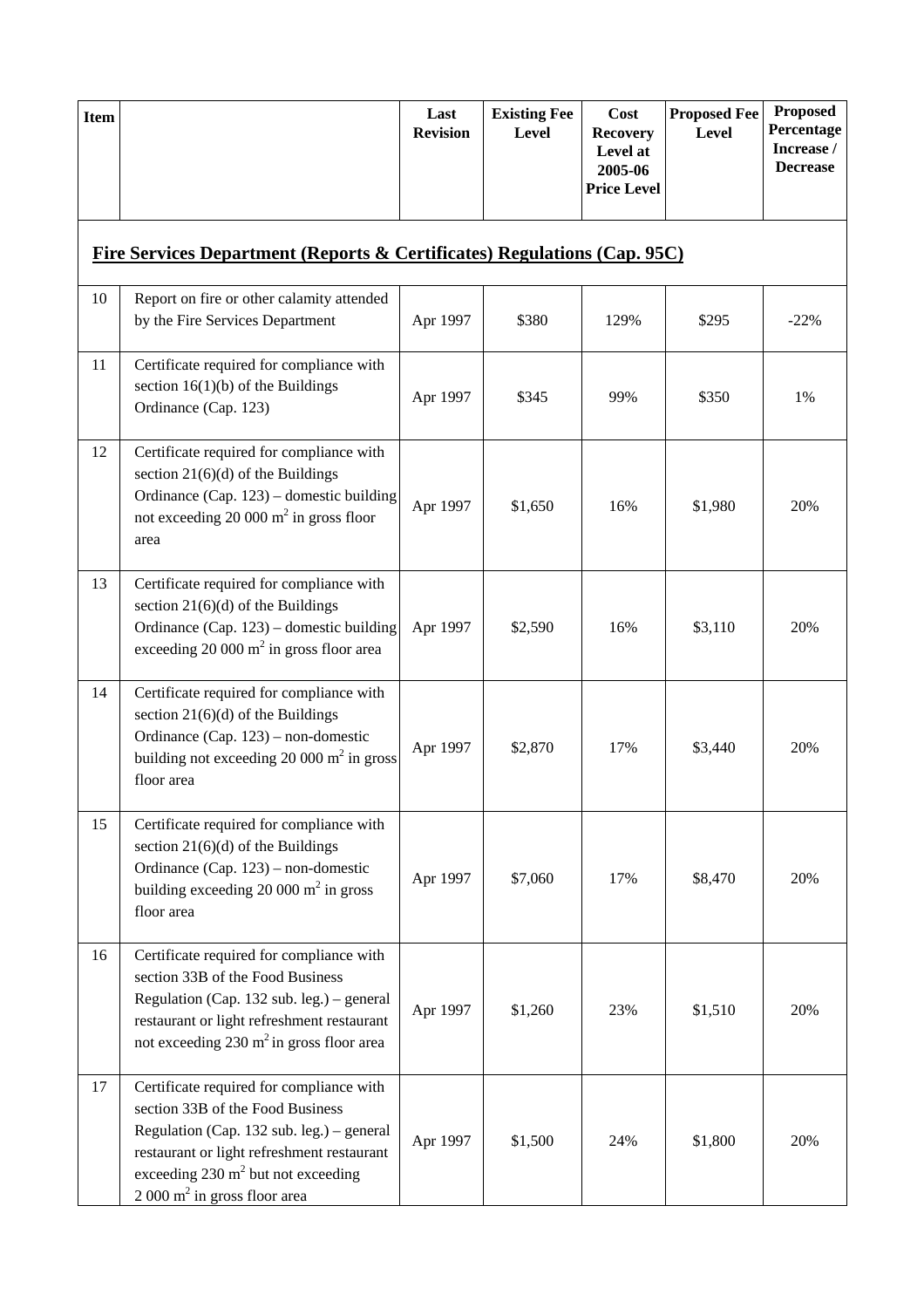| Item | | Last Revision | Existing Fee Level | Cost Recovery Level at 2005-06 Price Level | Proposed Fee Level | Proposed Percentage Increase / Decrease |
|---|---|---|---|---|---|---|
| **Fire Services Department (Reports & Certificates) Regulations (Cap. 95C)** | | | | | | |
| 10 | Report on fire or other calamity attended by the Fire Services Department | Apr 1997 | \$380 | 129% | \$295 | -22% |
| 11 | Certificate required for compliance with section 16(1)(b) of the Buildings Ordinance (Cap. 123) | Apr 1997 | \$345 | 99% | \$350 | 1% |
| 12 | Certificate required for compliance with section 21(6)(d) of the Buildings Ordinance (Cap. 123) – domestic building not exceeding 20 000 $m^2$ in gross floor area | Apr 1997 | \$1,650 | 16% | \$1,980 | 20% |
| 13 | Certificate required for compliance with section 21(6)(d) of the Buildings Ordinance (Cap. 123) – domestic building exceeding 20 000 $m^2$ in gross floor area | Apr 1997 | \$2,590 | 16% | \$3,110 | 20% |
| 14 | Certificate required for compliance with section 21(6)(d) of the Buildings Ordinance (Cap. 123) – non-domestic building not exceeding 20 000 $m^2$ in gross floor area | Apr 1997 | \$2,870 | 17% | \$3,440 | 20% |
| 15 | Certificate required for compliance with section 21(6)(d) of the Buildings Ordinance (Cap. 123) – non-domestic building exceeding 20 000 $m^2$ in gross floor area | Apr 1997 | \$7,060 | 17% | \$8,470 | 20% |
| 16 | Certificate required for compliance with section 33B of the Food Business Regulation (Cap. 132 sub. leg.) – general restaurant or light refreshment restaurant not exceeding 230 $m^2$ in gross floor area | Apr 1997 | \$1,260 | 23% | \$1,510 | 20% |
| 17 | Certificate required for compliance with section 33B of the Food Business Regulation (Cap. 132 sub. leg.) – general restaurant or light refreshment restaurant exceeding 230 $m^2$ but not exceeding 2 000 $m^2$ in gross floor area | Apr 1997 | \$1,500 | 24% | \$1,800 | 20% |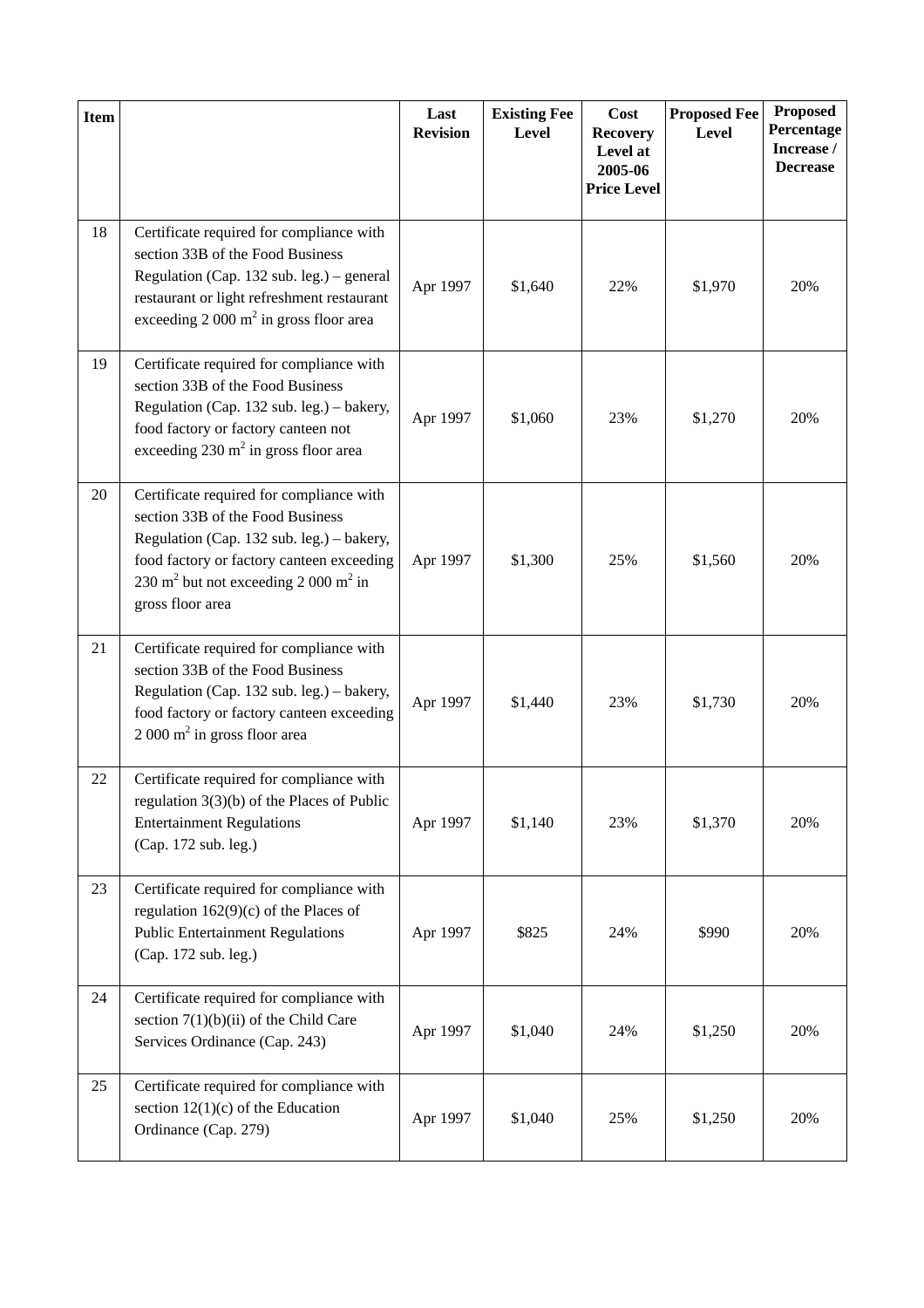| Item | | Last Revision | Existing Fee Level | Cost Recovery Level at 2005-06 Price Level | Proposed Fee Level | Proposed Percentage Increase / Decrease |
|---|---|---|---|---|---|---|
| 18 | Certificate required for compliance with section 33B of the Food Business Regulation (Cap. 132 sub. leg.) – general restaurant or light refreshment restaurant exceeding 2 000 $m^2$ in gross floor area | Apr 1997 | $1,640 | 22% | $1,970 | 20% |
| 19 | Certificate required for compliance with section 33B of the Food Business Regulation (Cap. 132 sub. leg.) – bakery, food factory or factory canteen not exceeding 230 $m^2$ in gross floor area | Apr 1997 | $1,060 | 23% | $1,270 | 20% |
| 20 | Certificate required for compliance with section 33B of the Food Business Regulation (Cap. 132 sub. leg.) – bakery, food factory or factory canteen exceeding 230 $m^2$ but not exceeding 2 000 $m^2$ in gross floor area | Apr 1997 | $1,300 | 25% | $1,560 | 20% |
| 21 | Certificate required for compliance with section 33B of the Food Business Regulation (Cap. 132 sub. leg.) – bakery, food factory or factory canteen exceeding 2 000 $m^2$ in gross floor area | Apr 1997 | $1,440 | 23% | $1,730 | 20% |
| 22 | Certificate required for compliance with regulation 3(3)(b) of the Places of Public Entertainment Regulations (Cap. 172 sub. leg.) | Apr 1997 | $1,140 | 23% | $1,370 | 20% |
| 23 | Certificate required for compliance with regulation 162(9)(c) of the Places of Public Entertainment Regulations (Cap. 172 sub. leg.) | Apr 1997 | $825 | 24% | $990 | 20% |
| 24 | Certificate required for compliance with section 7(1)(b)(ii) of the Child Care Services Ordinance (Cap. 243) | Apr 1997 | $1,040 | 24% | $1,250 | 20% |
| 25 | Certificate required for compliance with section 12(1)(c) of the Education Ordinance (Cap. 279) | Apr 1997 | $1,040 | 25% | $1,250 | 20% |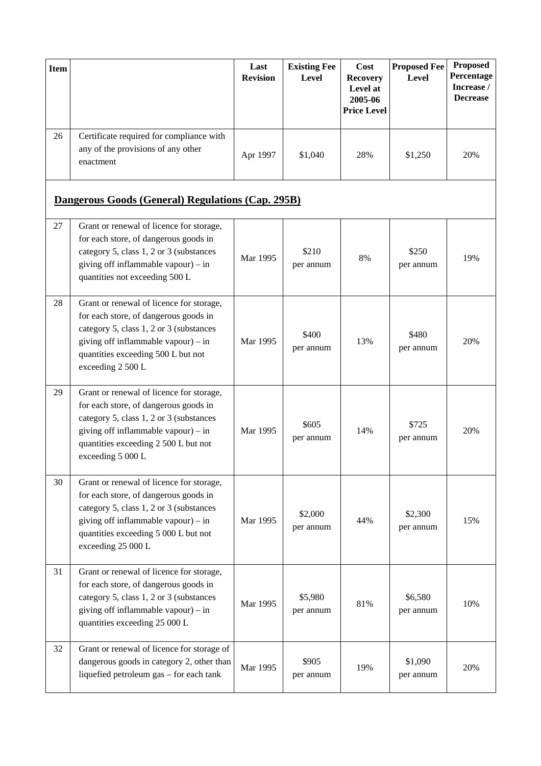| Item | | Last Revision | Existing Fee Level | Cost Recovery Level at 2005-06 Price Level | Proposed Fee Level | Proposed Percentage Increase / Decrease |
|---|---|---|---|---|---|---|
| 26 | Certificate required for compliance with any of the provisions of any other enactment | Apr 1997 | $1,040 | 28% | $1,250 | 20% |
| **Dangerous Goods (General) Regulations (Cap. 295B)** | | | | | | |
| 27 | Grant or renewal of licence for storage, for each store, of dangerous goods in category 5, class 1, 2 or 3 (substances giving off inflammable vapour) – in quantities not exceeding 500 L | Mar 1995 | $210 per annum | 8% | $250 per annum | 19% |
| 28 | Grant or renewal of licence for storage, for each store, of dangerous goods in category 5, class 1, 2 or 3 (substances giving off inflammable vapour) – in quantities exceeding 500 L but not exceeding 2 500 L | Mar 1995 | $400 per annum | 13% | $480 per annum | 20% |
| 29 | Grant or renewal of licence for storage, for each store, of dangerous goods in category 5, class 1, 2 or 3 (substances giving off inflammable vapour) – in quantities exceeding 2 500 L but not exceeding 5 000 L | Mar 1995 | $605 per annum | 14% | $725 per annum | 20% |
| 30 | Grant or renewal of licence for storage, for each store, of dangerous goods in category 5, class 1, 2 or 3 (substances giving off inflammable vapour) – in quantities exceeding 5 000 L but not exceeding 25 000 L | Mar 1995 | $2,000 per annum | 44% | $2,300 per annum | 15% |
| 31 | Grant or renewal of licence for storage, for each store, of dangerous goods in category 5, class 1, 2 or 3 (substances giving off inflammable vapour) – in quantities exceeding 25 000 L | Mar 1995 | $5,980 per annum | 81% | $6,580 per annum | 10% |
| 32 | Grant or renewal of licence for storage of dangerous goods in category 2, other than liquefied petroleum gas – for each tank | Mar 1995 | $905 per annum | 19% | $1,090 per annum | 20% |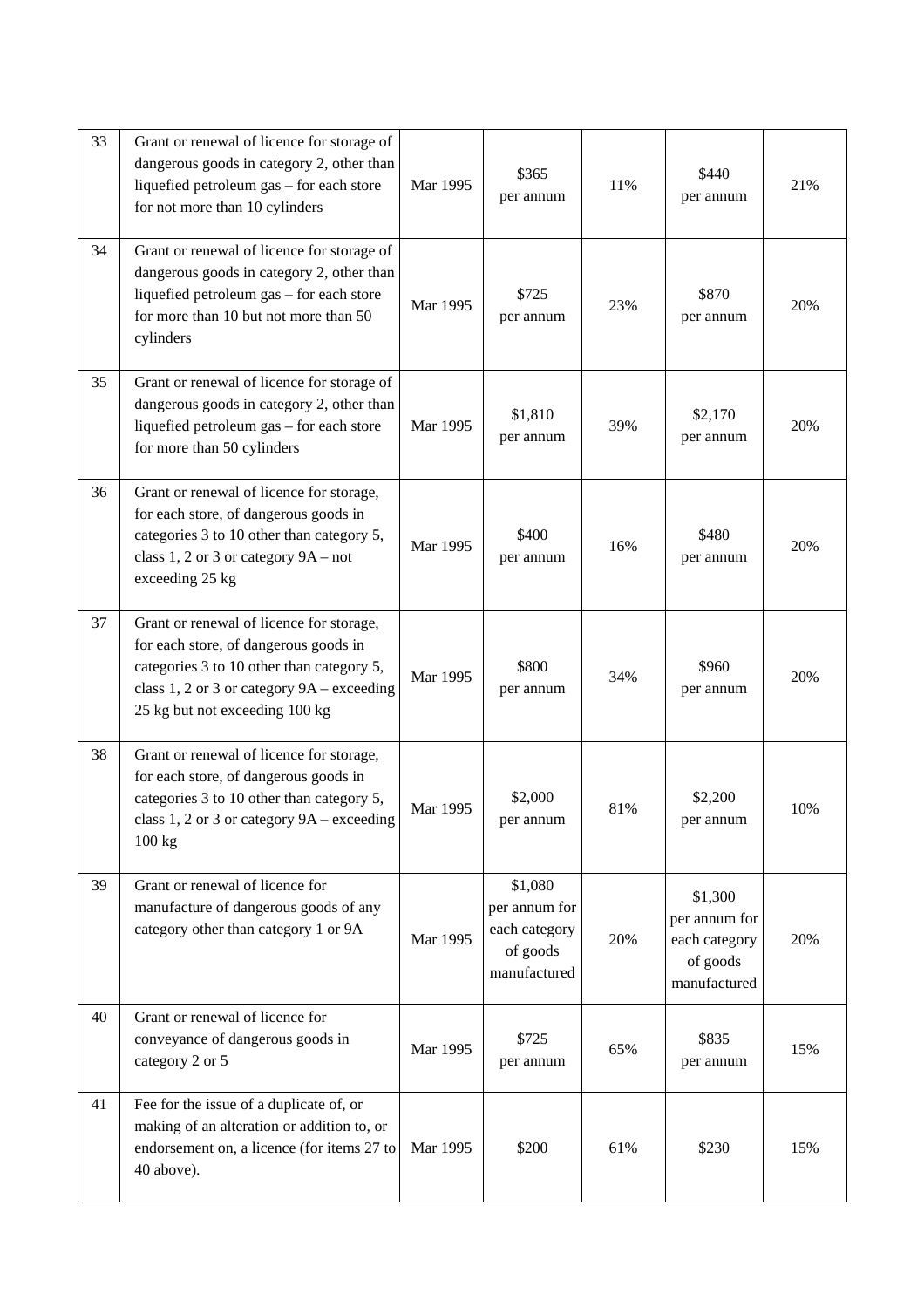| 33 | Grant or renewal of licence for storage of dangerous goods in category 2, other than liquefied petroleum gas – for each store for not more than 10 cylinders | Mar 1995 | $365 per annum | 11% | $440 per annum | 21% |
|---|---|---|---|---|---|---|
| 34 | Grant or renewal of licence for storage of dangerous goods in category 2, other than liquefied petroleum gas – for each store for more than 10 but not more than 50 cylinders | Mar 1995 | $725 per annum | 23% | $870 per annum | 20% |
| 35 | Grant or renewal of licence for storage of dangerous goods in category 2, other than liquefied petroleum gas – for each store for more than 50 cylinders | Mar 1995 | $1,810 per annum | 39% | $2,170 per annum | 20% |
| 36 | Grant or renewal of licence for storage, for each store, of dangerous goods in categories 3 to 10 other than category 5, class 1, 2 or 3 or category 9A – not exceeding 25 kg | Mar 1995 | $400 per annum | 16% | $480 per annum | 20% |
| 37 | Grant or renewal of licence for storage, for each store, of dangerous goods in categories 3 to 10 other than category 5, class 1, 2 or 3 or category 9A – exceeding 25 kg but not exceeding 100 kg | Mar 1995 | $800 per annum | 34% | $960 per annum | 20% |
| 38 | Grant or renewal of licence for storage, for each store, of dangerous goods in categories 3 to 10 other than category 5, class 1, 2 or 3 or category 9A – exceeding 100 kg | Mar 1995 | $2,000 per annum | 81% | $2,200 per annum | 10% |
| 39 | Grant or renewal of licence for manufacture of dangerous goods of any category other than category 1 or 9A | Mar 1995 | $1,080 per annum for each category of goods manufactured | 20% | $1,300 per annum for each category of goods manufactured | 20% |
| 40 | Grant or renewal of licence for conveyance of dangerous goods in category 2 or 5 | Mar 1995 | $725 per annum | 65% | $835 per annum | 15% |
| 41 | Fee for the issue of a duplicate of, or making of an alteration or addition to, or endorsement on, a licence (for items 27 to 40 above). | Mar 1995 | $200 | 61% | $230 | 15% |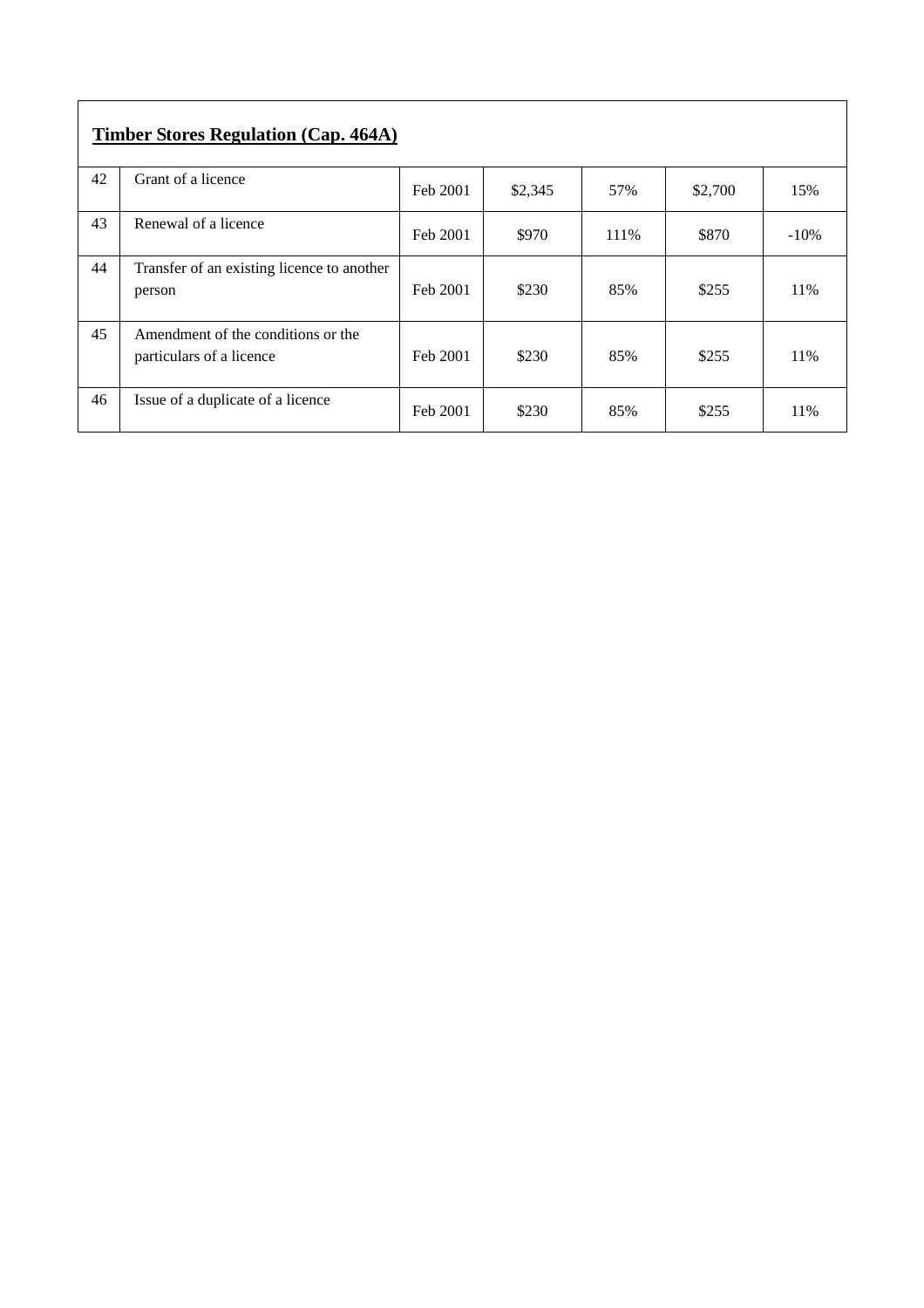| | | | | | | |
|---|---|---|---|---|---|---|
| **Timber Stores Regulation (Cap. 464A)** | | | | | | |
| 42 | Grant of a licence | Feb 2001 | $2,345 | 57% | $2,700 | 15% |
| 43 | Renewal of a licence | Feb 2001 | $970 | 111% | $870 | -10% |
| 44 | Transfer of an existing licence to another person | Feb 2001 | $230 | 85% | $255 | 11% |
| 45 | Amendment of the conditions or the particulars of a licence | Feb 2001 | $230 | 85% | $255 | 11% |
| 46 | Issue of a duplicate of a licence | Feb 2001 | $230 | 85% | $255 | 11% |